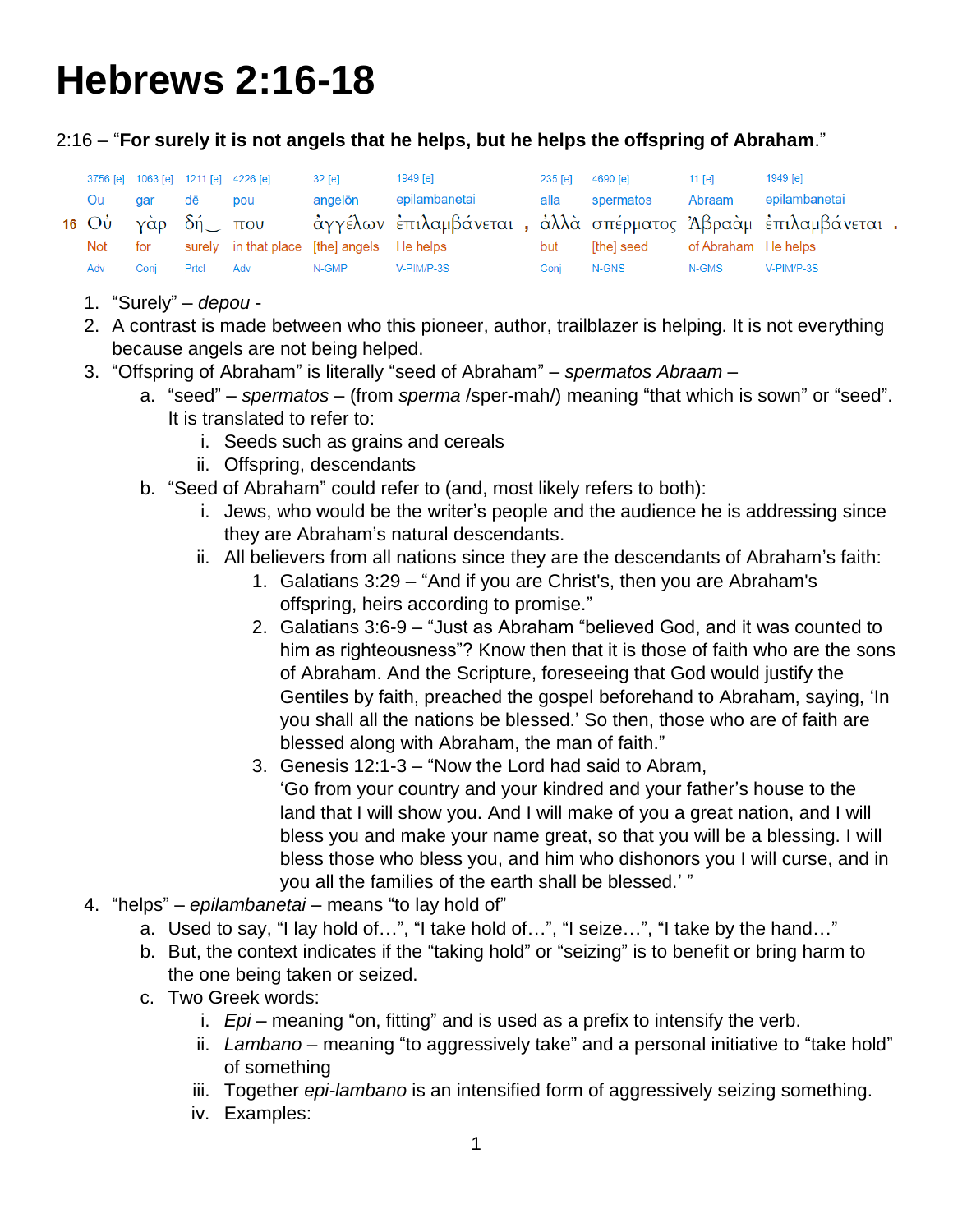# Hebrews 2:16-18

2:16 – “**For surely it is not angels that he helps, but he helps the offspring of Abraham**.”

| | 3756 [e] | 1063 [e] | 1211 [e] | 4226 [e] | 32 [e] | 1949 [e] | | 235 [e] | 4690 [e] | 11 [e] | 1949 [e] | |
|---|---|---|---|---|---|---|---|---|---|---|---|---|
| | Ou | gar | dē | pou | angelōn | epilambanetai | | alla | spermatos | Abraam | epilambanetai | |
| 16 | Οὐ | γὰρ | δή‿ | που | ἀγγέλων | ἐπιλαμβάνεται | , | ἀλλὰ | σπέρματος | Ἀβραὰμ | ἐπιλαμβάνεται | . |
| | Not | for | surely | in that place | [the] angels | He helps | | but | [the] seed | of Abraham | He helps | |
| | Adv | Conj | Prtcl | Adv | N-GMP | V-PIM/P-3S | | Conj | N-GNS | N-GMS | V-PIM/P-3S | |

1. “Surely” – *depou* -
2. A contrast is made between who this pioneer, author, trailblazer is helping. It is not everything because angels are not being helped.
3. “Offspring of Abraham” is literally “seed of Abraham” – *spermatos Abraam* –
   a. “seed” – *spermatos* – (from *sperma* /sper-mah/) meaning “that which is sown” or “seed”. It is translated to refer to:
      i. Seeds such as grains and cereals
      ii. Offspring, descendants
   b. “Seed of Abraham” could refer to (and, most likely refers to both):
      i. Jews, who would be the writer’s people and the audience he is addressing since they are Abraham’s natural descendants.
      ii. All believers from all nations since they are the descendants of Abraham’s faith:
         1. Galatians 3:29 – “And if you are Christ's, then you are Abraham's offspring, heirs according to promise.”
         2. Galatians 3:6-9 – “Just as Abraham “believed God, and it was counted to him as righteousness”? Know then that it is those of faith who are the sons of Abraham. And the Scripture, foreseeing that God would justify the Gentiles by faith, preached the gospel beforehand to Abraham, saying, ‘In you shall all the nations be blessed.’ So then, those who are of faith are blessed along with Abraham, the man of faith.”
         3. Genesis 12:1-3 – “Now the Lord had said to Abram,
            ‘Go from your country and your kindred and your father’s house to the land that I will show you. And I will make of you a great nation, and I will bless you and make your name great, so that you will be a blessing. I will bless those who bless you, and him who dishonors you I will curse, and in you all the families of the earth shall be blessed.’ ”
4. “helps” – *epilambanetai* – means “to lay hold of”
   a. Used to say, “I lay hold of…”, “I take hold of…”, “I seize…”, “I take by the hand…”
   b. But, the context indicates if the “taking hold” or “seizing” is to benefit or bring harm to the one being taken or seized.
   c. Two Greek words:
      i. *Epi* – meaning “on, fitting” and is used as a prefix to intensify the verb.
      ii. *Lambano* – meaning “to aggressively take” and a personal initiative to “take hold” of something
      iii. Together *epi-lambano* is an intensified form of aggressively seizing something.
      iv. Examples: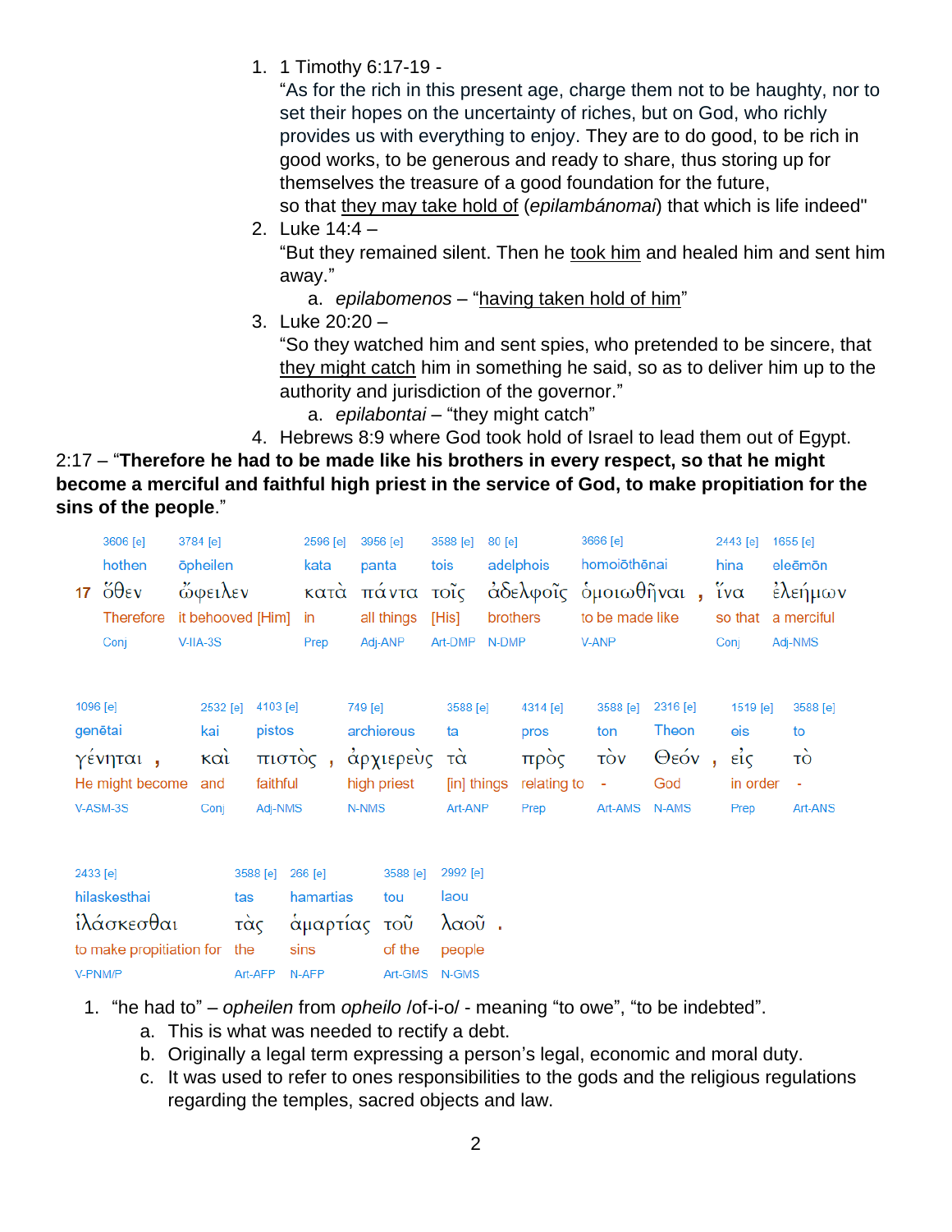1. 1 Timothy 6:17-19 -
   "As for the rich in this present age, charge them not to be haughty, nor to set their hopes on the uncertainty of riches, but on God, who richly provides us with everything to enjoy. They are to do good, to be rich in good works, to be generous and ready to share, thus storing up for themselves the treasure of a good foundation for the future,
   so that <u>they may take hold of</u> (*epilambánomai*) that which is life indeed"
2. Luke 14:4 –
   "But they remained silent. Then he <u>took him</u> and healed him and sent him away."
   a. *epilabomenos* – "<u>having taken hold of him</u>"
3. Luke 20:20 –
   "So they watched him and sent spies, who pretended to be sincere, that <u>they might catch</u> him in something he said, so as to deliver him up to the authority and jurisdiction of the governor."
   a. *epilabontai* – "they might catch"
4. Hebrews 8:9 where God took hold of Israel to lead them out of Egypt.

2:17 – "**Therefore he had to be made like his brothers in every respect, so that he might become a merciful and faithful high priest in the service of God, to make propitiation for the sins of the people**."

| 3606 [e] | 3784 [e] | 2596 [e] | 3956 [e] | 3588 [e] | 80 [e] | 3666 [e] | 2443 [e] | 1655 [e] |
|---|---|---|---|---|---|---|---|---|
| hothen | ōpheilen | kata | panta | tois | adelphois | homoiōthēnai | hina | eleēmōn |
| 17 ὅθεν | ὤφειλεν | κατὰ | πάντα | τοῖς | ἀδελφοῖς | ὁμοιωθῆναι , | ἵνα | ἐλεήμων |
| Therefore | it behooved [Him] | in | all things | [His] | brothers | to be made like | so that | a merciful |
| Conj | V-IIA-3S | Prep | Adj-ANP | Art-DMP | N-DMP | V-ANP | Conj | Adj-NMS |

| 1096 [e] | 2532 [e] | 4103 [e] | 749 [e] | 3588 [e] | 4314 [e] | 3588 [e] | 2316 [e] | 1519 [e] | 3588 [e] |
|---|---|---|---|---|---|---|---|---|---|
| genētai | kai | pistos | archiereus | ta | pros | ton | Theon | eis | to |
| γένηται , | καὶ | πιστὸς , | ἀρχιερεὺς | τὰ | πρὸς | τὸν | Θεόν , | εἰς | τὸ |
| He might become | and | faithful | high priest | [in] things | relating to | - | God | in order | - |
| V-ASM-3S | Conj | Adj-NMS | N-NMS | Art-ANP | Prep | Art-AMS | N-AMS | Prep | Art-ANS |

| 2433 [e] | 3588 [e] | 266 [e] | 3588 [e] | 2992 [e] |
|---|---|---|---|---|
| hilaskesthai | tas | hamartias | tou | laou |
| ἱλάσκεσθαι | τὰς | ἁμαρτίας | τοῦ | λαοῦ . |
| to make propitiation for | the | sins | of the | people |
| V-PNM/P | Art-AFP | N-AFP | Art-GMS | N-GMS |

1. "he had to" – *opheilen* from *opheilo* /of-i-o/ - meaning "to owe", "to be indebted".
   a. This is what was needed to rectify a debt.
   b. Originally a legal term expressing a person's legal, economic and moral duty.
   c. It was used to refer to ones responsibilities to the gods and the religious regulations regarding the temples, sacred objects and law.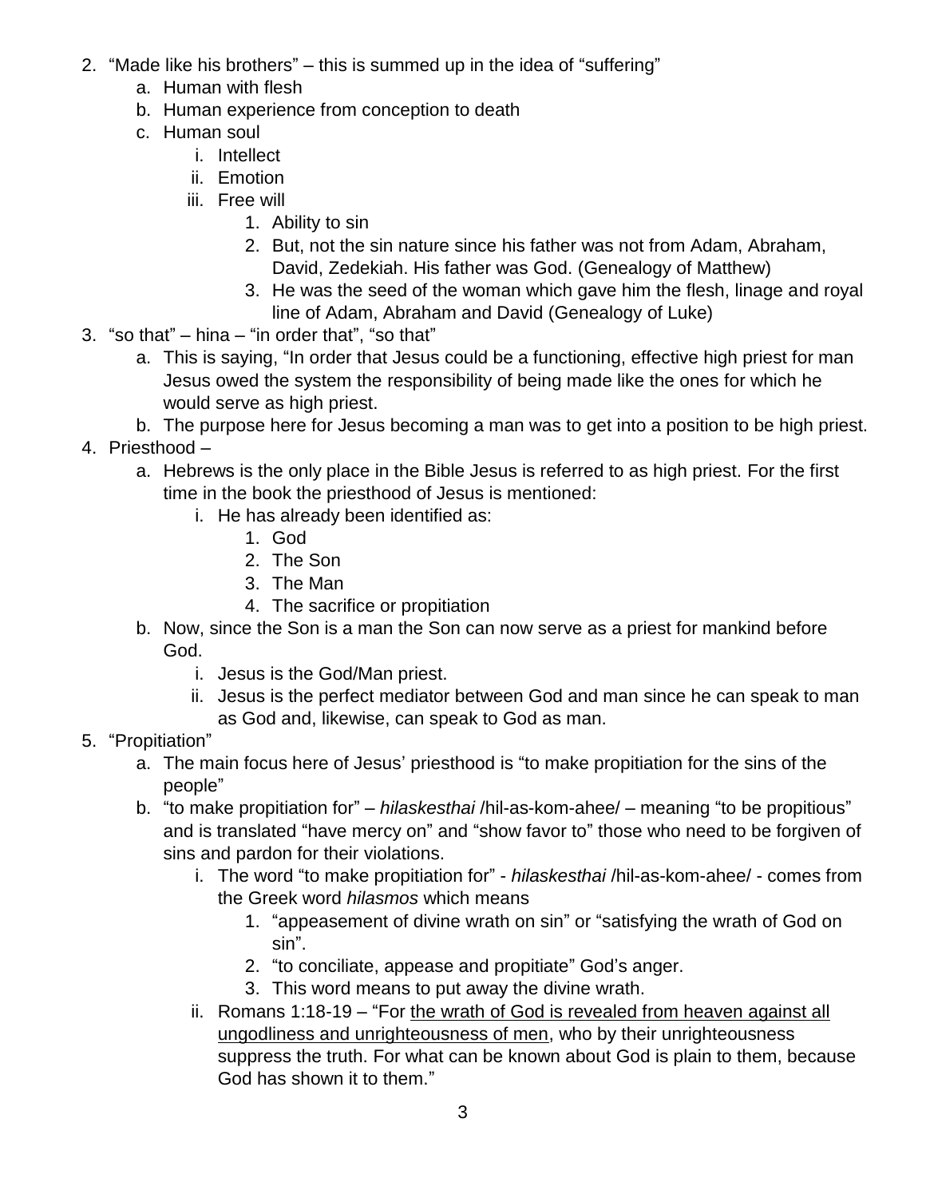2. "Made like his brothers" – this is summed up in the idea of "suffering"
    a. Human with flesh
    b. Human experience from conception to death
    c. Human soul
        i. Intellect
        ii. Emotion
        iii. Free will
            1. Ability to sin
            2. But, not the sin nature since his father was not from Adam, Abraham, David, Zedekiah. His father was God. (Genealogy of Matthew)
            3. He was the seed of the woman which gave him the flesh, linage and royal line of Adam, Abraham and David (Genealogy of Luke)
3. "so that" – hina – "in order that", "so that"
    a. This is saying, "In order that Jesus could be a functioning, effective high priest for man Jesus owed the system the responsibility of being made like the ones for which he would serve as high priest.
    b. The purpose here for Jesus becoming a man was to get into a position to be high priest.
4. Priesthood –
    a. Hebrews is the only place in the Bible Jesus is referred to as high priest. For the first time in the book the priesthood of Jesus is mentioned:
        i. He has already been identified as:
            1. God
            2. The Son
            3. The Man
            4. The sacrifice or propitiation
    b. Now, since the Son is a man the Son can now serve as a priest for mankind before God.
        i. Jesus is the God/Man priest.
        ii. Jesus is the perfect mediator between God and man since he can speak to man as God and, likewise, can speak to God as man.
5. "Propitiation"
    a. The main focus here of Jesus' priesthood is "to make propitiation for the sins of the people"
    b. "to make propitiation for" – *hilaskesthai* /hil-as-kom-ahee/ – meaning "to be propitious" and is translated "have mercy on" and "show favor to" those who need to be forgiven of sins and pardon for their violations.
        i. The word "to make propitiation for" - *hilaskesthai* /hil-as-kom-ahee/ - comes from the Greek word *hilasmos* which means
            1. "appeasement of divine wrath on sin" or "satisfying the wrath of God on sin".
            2. "to conciliate, appease and propitiate" God's anger.
            3. This word means to put away the divine wrath.
        ii. Romans 1:18-19 – "For <u>the wrath of God is revealed from heaven against all ungodliness and unrighteousness of men</u>, who by their unrighteousness suppress the truth. For what can be known about God is plain to them, because God has shown it to them."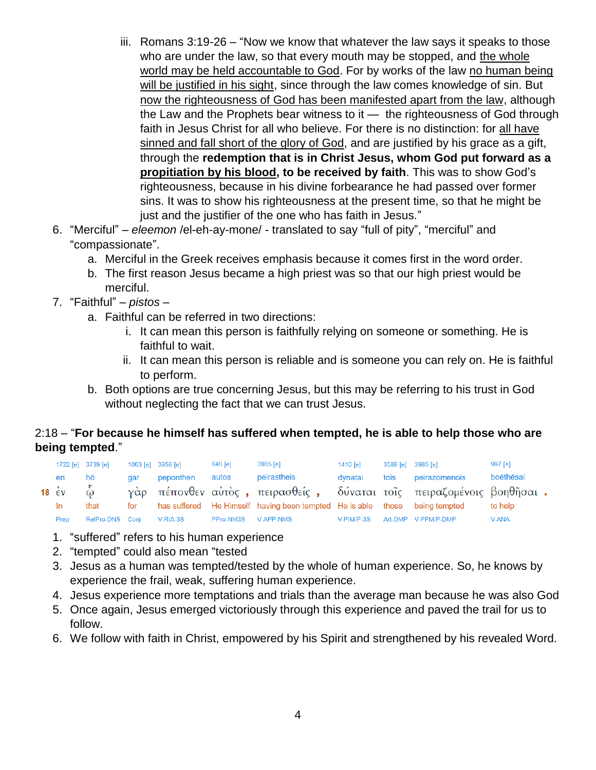iii. Romans 3:19-26 – "Now we know that whatever the law says it speaks to those who are under the law, so that every mouth may be stopped, and <u>the whole world may be held accountable to God</u>. For by works of the law <u>no human being will be justified in his sight</u>, since through the law comes knowledge of sin. But <u>now the righteousness of God has been manifested apart from the law</u>, although the Law and the Prophets bear witness to it — the righteousness of God through faith in Jesus Christ for all who believe. For there is no distinction: for <u>all have sinned and fall short of the glory of God</u>, and are justified by his grace as a gift, through the **redemption that is in Christ Jesus, whom God put forward as a <u>propitiation by his blood</u>, to be received by faith**. This was to show God's righteousness, because in his divine forbearance he had passed over former sins. It was to show his righteousness at the present time, so that he might be just and the justifier of the one who has faith in Jesus."

6. "Merciful" – *eleemon* /el-eh-ay-mone/ - translated to say "full of pity", "merciful" and "compassionate".
   a. Merciful in the Greek receives emphasis because it comes first in the word order.
   b. The first reason Jesus became a high priest was so that our high priest would be merciful.
7. "Faithful" – *pistos* –
   a. Faithful can be referred in two directions:
      i. It can mean this person is faithfully relying on someone or something. He is faithful to wait.
      ii. It can mean this person is reliable and is someone you can rely on. He is faithful to perform.
   b. Both options are true concerning Jesus, but this may be referring to his trust in God without neglecting the fact that we can trust Jesus.

2:18 – "**For because he himself has suffered when tempted, he is able to help those who are being tempted**."

| | 1722 [e] | 3739 [e] | 1063 [e] | 3958 [e] | 846 [e] | 3985 [e] | 1410 [e] | 3588 [e] | 3985 [e] | 997 [e] |
|---|---|---|---|---|---|---|---|---|---|---|
| | en | hō | gar | peponthen | autos | peirastheis | dynatai | tois | peirazomenois | boēthēsai |
| 18 | ἐν | ᾧ | γὰρ | πέπονθεν | αὐτὸς , | πειρασθείς , | δύναται | τοῖς | πειραζομένοις | βοηθῆσαι . |
| | In | that | for | has suffered | He Himself | having been tempted | He is able | those | being tempted | to help |
| | Prep | RelPro-DNS | Conj | V-RIA-3S | PPro-NM3S | V-APP-NMS | V-PIM/P-3S | Art-DMP | V-PPM/P-DMP | V-ANA |

1. "suffered" refers to his human experience
2. "tempted" could also mean "tested
3. Jesus as a human was tempted/tested by the whole of human experience. So, he knows by experience the frail, weak, suffering human experience.
4. Jesus experience more temptations and trials than the average man because he was also God
5. Once again, Jesus emerged victoriously through this experience and paved the trail for us to follow.
6. We follow with faith in Christ, empowered by his Spirit and strengthened by his revealed Word.